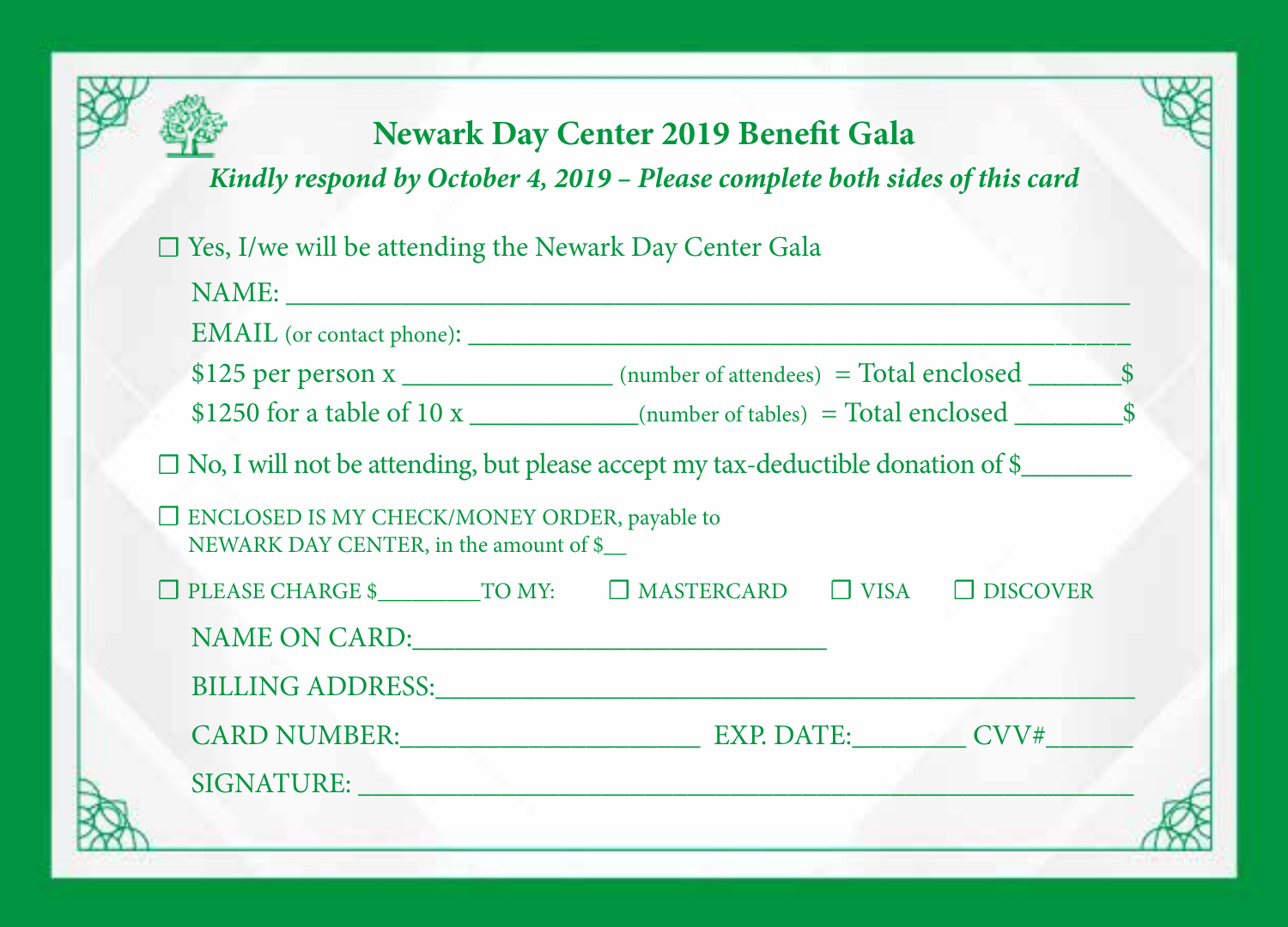# Newark Day Center 2019 Benefit Gala

***Kindly respond by October 4, 2019 – Please complete both sides of this card***

☐ Yes, I/we will be attending the Newark Day Center Gala

NAME: ______________________________________________________

EMAIL (or contact phone): ___________________________________________

$125 per person x ______________ (number of attendees) = Total enclosed ______$

$1250 for a table of 10 x ____________(number of tables) = Total enclosed _______$

☐ No, I will not be attending, but please accept my tax-deductible donation of $_______

☐ ENCLOSED IS MY CHECK/MONEY ORDER, payable to NEWARK DAY CENTER, in the amount of $__

☐ PLEASE CHARGE $________TO MY: ☐ MASTERCARD ☐ VISA ☐ DISCOVER

NAME ON CARD:____________________________

BILLING ADDRESS:_____________________________________________

CARD NUMBER:____________________ EXP. DATE:________ CVV#______

SIGNATURE: ____________________________________________________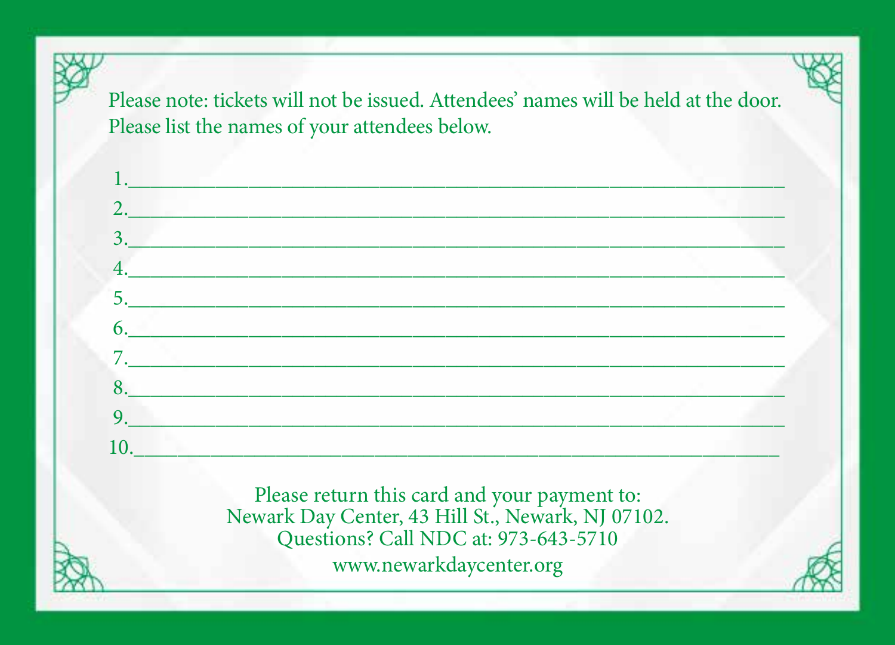Please note: tickets will not be issued. Attendees' names will be held at the door. Please list the names of your attendees below.

1.\_\_\_\_\_\_\_\_\_\_\_\_\_\_\_\_\_\_\_\_\_\_\_\_\_\_\_\_\_\_\_\_\_\_\_\_\_\_\_\_\_\_\_\_\_\_\_\_\_\_\_\_\_\_\_\_\_\_\_\_

2.\_\_\_\_\_\_\_\_\_\_\_\_\_\_\_\_\_\_\_\_\_\_\_\_\_\_\_\_\_\_\_\_\_\_\_\_\_\_\_\_\_\_\_\_\_\_\_\_\_\_\_\_\_\_\_\_\_\_\_\_

3.\_\_\_\_\_\_\_\_\_\_\_\_\_\_\_\_\_\_\_\_\_\_\_\_\_\_\_\_\_\_\_\_\_\_\_\_\_\_\_\_\_\_\_\_\_\_\_\_\_\_\_\_\_\_\_\_\_\_\_\_

4.\_\_\_\_\_\_\_\_\_\_\_\_\_\_\_\_\_\_\_\_\_\_\_\_\_\_\_\_\_\_\_\_\_\_\_\_\_\_\_\_\_\_\_\_\_\_\_\_\_\_\_\_\_\_\_\_\_\_\_\_

5.\_\_\_\_\_\_\_\_\_\_\_\_\_\_\_\_\_\_\_\_\_\_\_\_\_\_\_\_\_\_\_\_\_\_\_\_\_\_\_\_\_\_\_\_\_\_\_\_\_\_\_\_\_\_\_\_\_\_\_\_

6.\_\_\_\_\_\_\_\_\_\_\_\_\_\_\_\_\_\_\_\_\_\_\_\_\_\_\_\_\_\_\_\_\_\_\_\_\_\_\_\_\_\_\_\_\_\_\_\_\_\_\_\_\_\_\_\_\_\_\_\_

7.\_\_\_\_\_\_\_\_\_\_\_\_\_\_\_\_\_\_\_\_\_\_\_\_\_\_\_\_\_\_\_\_\_\_\_\_\_\_\_\_\_\_\_\_\_\_\_\_\_\_\_\_\_\_\_\_\_\_\_\_

8.\_\_\_\_\_\_\_\_\_\_\_\_\_\_\_\_\_\_\_\_\_\_\_\_\_\_\_\_\_\_\_\_\_\_\_\_\_\_\_\_\_\_\_\_\_\_\_\_\_\_\_\_\_\_\_\_\_\_\_\_

9.\_\_\_\_\_\_\_\_\_\_\_\_\_\_\_\_\_\_\_\_\_\_\_\_\_\_\_\_\_\_\_\_\_\_\_\_\_\_\_\_\_\_\_\_\_\_\_\_\_\_\_\_\_\_\_\_\_\_\_\_

10.\_\_\_\_\_\_\_\_\_\_\_\_\_\_\_\_\_\_\_\_\_\_\_\_\_\_\_\_\_\_\_\_\_\_\_\_\_\_\_\_\_\_\_\_\_\_\_\_\_\_\_\_\_\_\_\_\_\_\_

Please return this card and your payment to:
Newark Day Center, 43 Hill St., Newark, NJ 07102.
Questions? Call NDC at: 973-643-5710
www.newarkdaycenter.org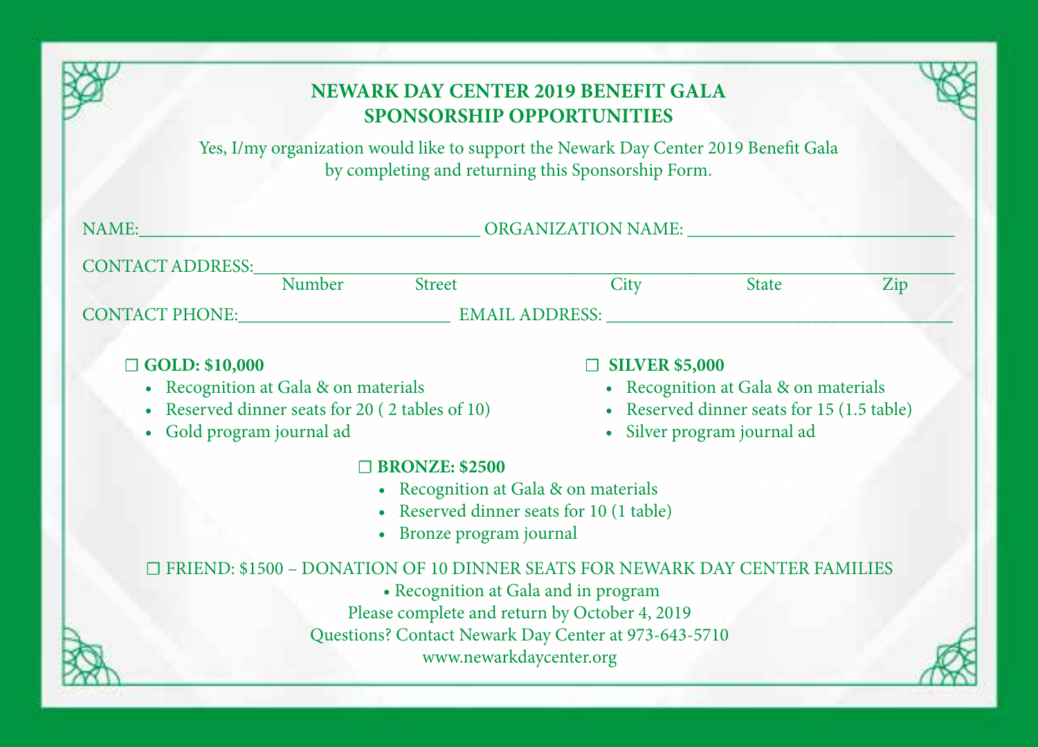# NEWARK DAY CENTER 2019 BENEFIT GALA
# SPONSORSHIP OPPORTUNITIES

Yes, I/my organization would like to support the Newark Day Center 2019 Benefit Gala by completing and returning this Sponsorship Form.

NAME:____________________________________ ORGANIZATION NAME: ____________________________

CONTACT ADDRESS:__________________________________________________________________
Number Street City State Zip

CONTACT PHONE:______________________ EMAIL ADDRESS: ____________________________________

☐ **GOLD: $10,000**

- Recognition at Gala & on materials
- Reserved dinner seats for 20 ( 2 tables of 10)
- Gold program journal ad

☐ **SILVER $5,000**

- Recognition at Gala & on materials
- Reserved dinner seats for 15 (1.5 table)
- Silver program journal ad

☐ **BRONZE: $2500**

- Recognition at Gala & on materials
- Reserved dinner seats for 10 (1 table)
- Bronze program journal

☐ FRIEND: $1500 – DONATION OF 10 DINNER SEATS FOR NEWARK DAY CENTER FAMILIES

- Recognition at Gala and in program

Please complete and return by October 4, 2019

Questions? Contact Newark Day Center at 973-643-5710

www.newarkdaycenter.org